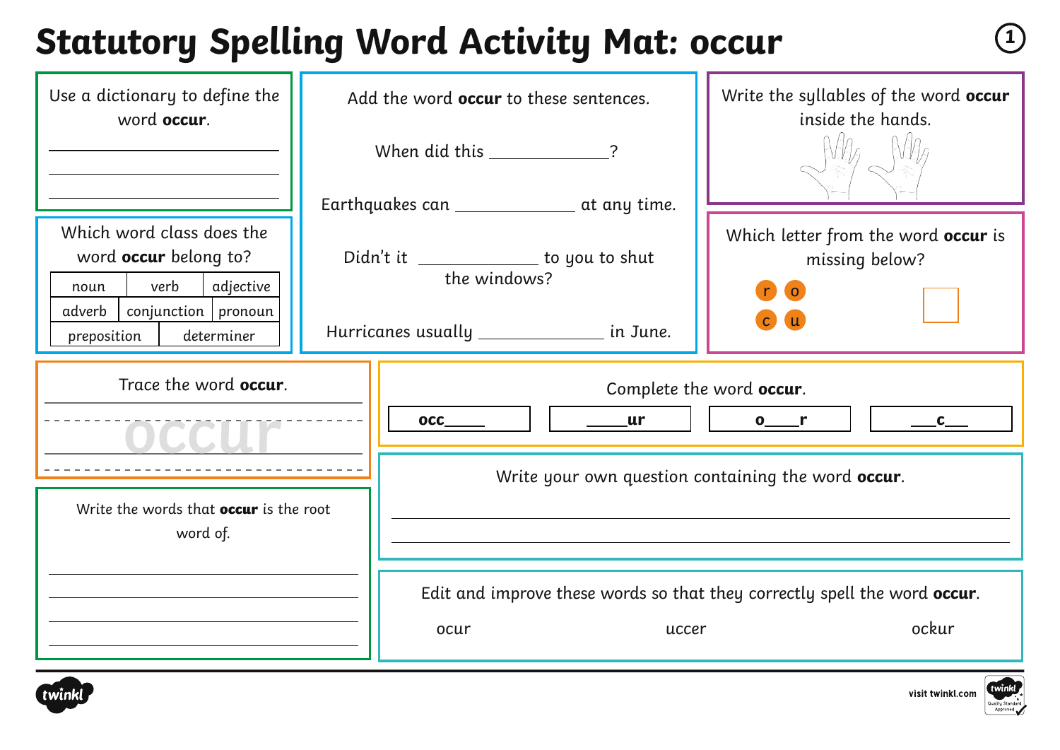# Statutory Spelling Word Activity Mat: occur

Use a dictionary to define the word **occur**.

______________________

______________________

______________________

Which word class does the word **occur** belong to?

| noun | verb | adjective |
|---|---|---|
| adverb | conjunction | pronoun |
| preposition | determiner | |

Add the word **occur** to these sentences.

When did this ____________?

Earthquakes can ____________ at any time.

Didn't it ____________ to you to shut the windows?

Hurricanes usually ____________ in June.

Write the syllables of the word **occur** inside the hands.

Which letter from the word **occur** is missing below?

r o c u

Trace the word **occur**.

occur

Complete the word **occur**.

| occ____ | ____ur | o____r | ___c___ |
|---|---|---|---|

Write the words that **occur** is the root word of.

______________________

______________________

______________________

______________________

Write your own question containing the word **occur**.

______________________

______________________

Edit and improve these words so that they correctly spell the word **occur**.

ocur    uccer    ockur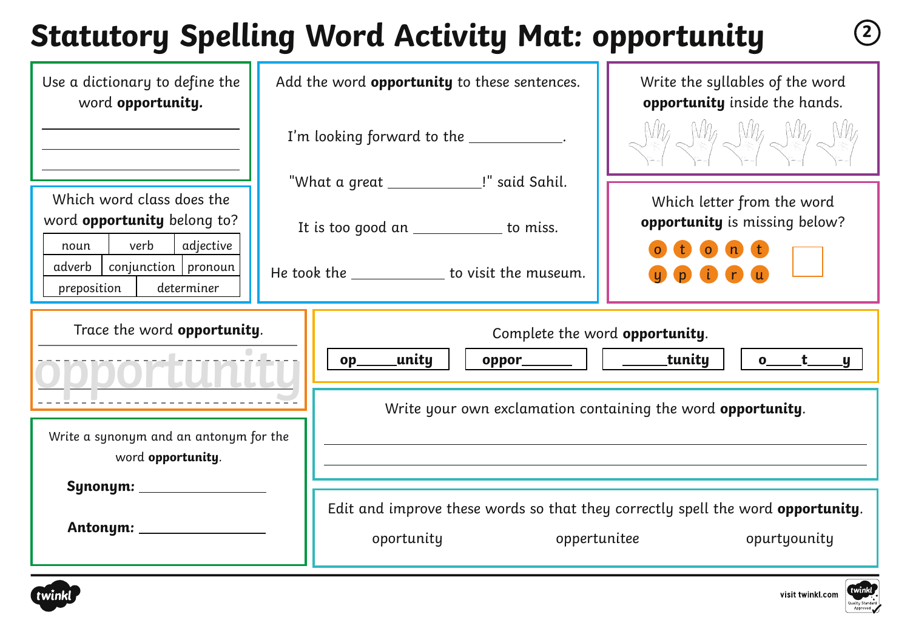# Statutory Spelling Word Activity Mat: opportunity

Use a dictionary to define the word **opportunity.**

_______________________

_______________________

_______________________

Which word class does the word **opportunity** belong to?

| noun | verb | adjective |
|---|---|---|
| adverb | conjunction | pronoun |
| preposition | determiner | |

Add the word **opportunity** to these sentences.

I'm looking forward to the ___________.

"What a great ___________!" said Sahil.

It is too good an ___________ to miss.

He took the ___________ to visit the museum.

Write the syllables of the word **opportunity** inside the hands.

Which letter from the word **opportunity** is missing below?

o t o n t

y p i r u

Trace the word **opportunity**.

opportunity

Complete the word **opportunity**.

| **op\_\_\_\_\_unity** | **oppor\_\_\_\_\_\_** | **\_\_\_\_\_\_tunity** | **o\_\_\_\_t\_\_\_\_y** |
|---|---|---|---|

Write a synonym and an antonym for the word **opportunity**.

**Synonym:** ___________________

**Antonym:** ___________________

Write your own exclamation containing the word **opportunity**.

_______________________________________________

_______________________________________________

Edit and improve these words so that they correctly spell the word **opportunity**.

oportunity      oppertunitee      opurtyounity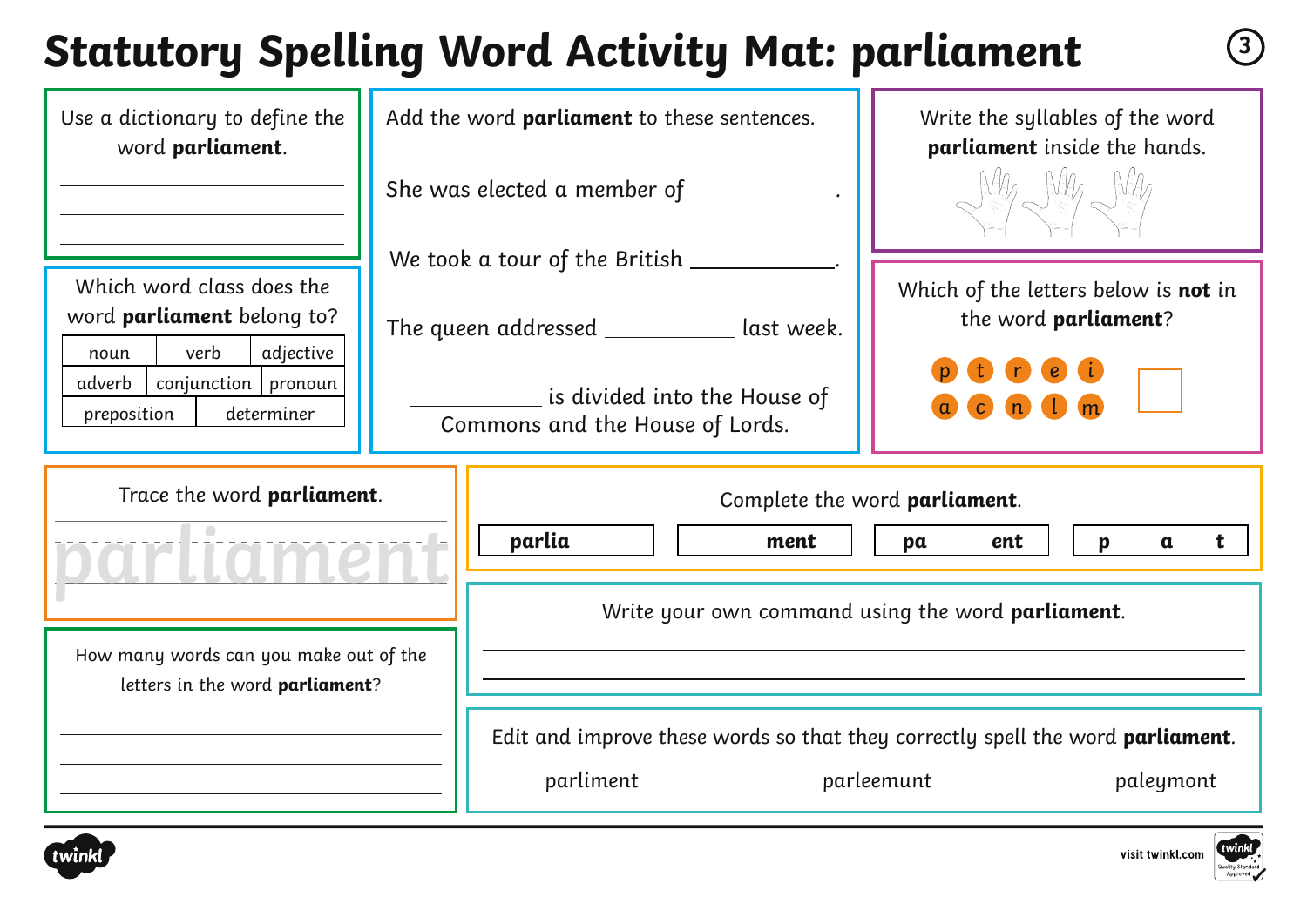# Statutory Spelling Word Activity Mat: parliament

Use a dictionary to define the word **parliament**.

______________________________

______________________________

______________________________

Which word class does the word **parliament** belong to?

| noun | verb | adjective |
|---|---|---|
| adverb | conjunction | pronoun |
| preposition | determiner | |

Add the word **parliament** to these sentences.

She was elected a member of ____________.

We took a tour of the British ____________.

The queen addressed ___________ last week.

___________ is divided into the House of Commons and the House of Lords.

Write the syllables of the word **parliament** inside the hands.

Which of the letters below is **not** in the word **parliament**?

p t r e i
a c n l m

Trace the word **parliament**.

parliament

Complete the word **parliament**.

| parlia_____ | _____ment | pa_____ent | p____a____t |
|---|---|---|---|

How many words can you make out of the letters in the word **parliament**?

______________________________

______________________________

______________________________

Write your own command using the word **parliament**.

______________________________

______________________________

Edit and improve these words so that they correctly spell the word **parliament**.

parliment　　parleemunt　　paleymont

visit twinkl.com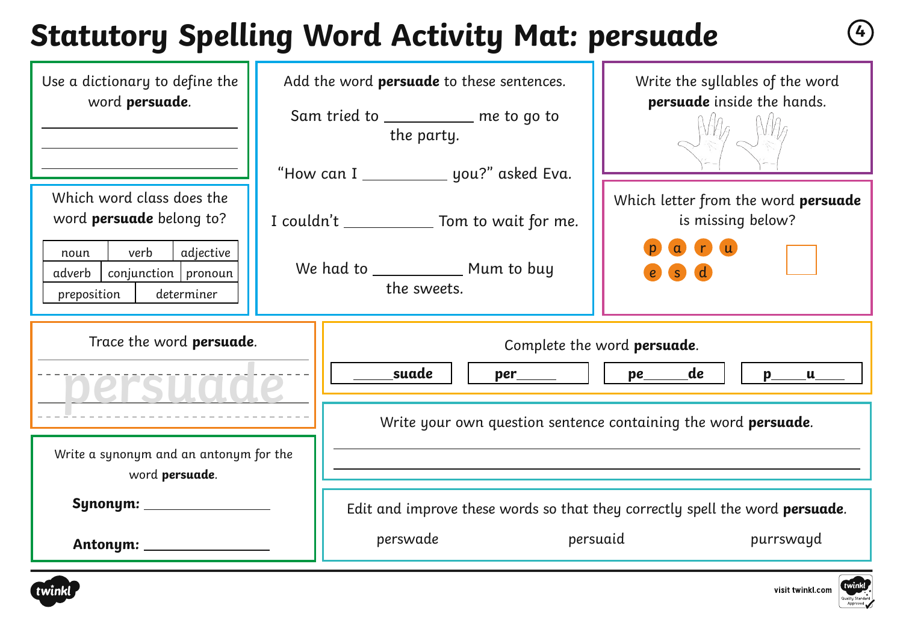# Statutory Spelling Word Activity Mat: persuade

Use a dictionary to define the word **persuade**.

\_\_\_\_\_\_\_\_\_\_\_\_\_\_\_\_\_\_\_\_\_\_\_\_

\_\_\_\_\_\_\_\_\_\_\_\_\_\_\_\_\_\_\_\_\_\_\_\_

\_\_\_\_\_\_\_\_\_\_\_\_\_\_\_\_\_\_\_\_\_\_\_\_

Which word class does the word **persuade** belong to?

| noun | verb | adjective |
|---|---|---|
| adverb | conjunction | pronoun |
| preposition | determiner | |

Add the word **persuade** to these sentences.

Sam tried to \_\_\_\_\_\_\_\_\_\_ me to go to the party.

"How can I \_\_\_\_\_\_\_\_\_\_ you?" asked Eva.

I couldn't \_\_\_\_\_\_\_\_\_\_ Tom to wait for me.

We had to \_\_\_\_\_\_\_\_\_\_ Mum to buy the sweets.

Write the syllables of the word **persuade** inside the hands.

Which letter from the word **persuade** is missing below?

p a r u e s d

Trace the word **persuade**.

persuade

Complete the word **persuade**.

| \_\_\_\_\_**suade** | **per**\_\_\_\_\_ | **pe**\_\_\_\_\_**de** | **p**\_\_\_\_**u**\_\_\_\_ |
|---|---|---|---|

Write a synonym and an antonym for the word **persuade**.

**Synonym:** \_\_\_\_\_\_\_\_\_\_\_\_\_\_\_\_

**Antonym:** \_\_\_\_\_\_\_\_\_\_\_\_\_\_\_\_

Write your own question sentence containing the word **persuade**.

\_\_\_\_\_\_\_\_\_\_\_\_\_\_\_\_\_\_\_\_\_\_\_\_\_\_\_\_\_\_\_\_\_\_\_\_\_\_\_\_\_\_\_\_

\_\_\_\_\_\_\_\_\_\_\_\_\_\_\_\_\_\_\_\_\_\_\_\_\_\_\_\_\_\_\_\_\_\_\_\_\_\_\_\_\_\_\_\_

Edit and improve these words so that they correctly spell the word **persuade**.

perswade | persuaid | purrswayd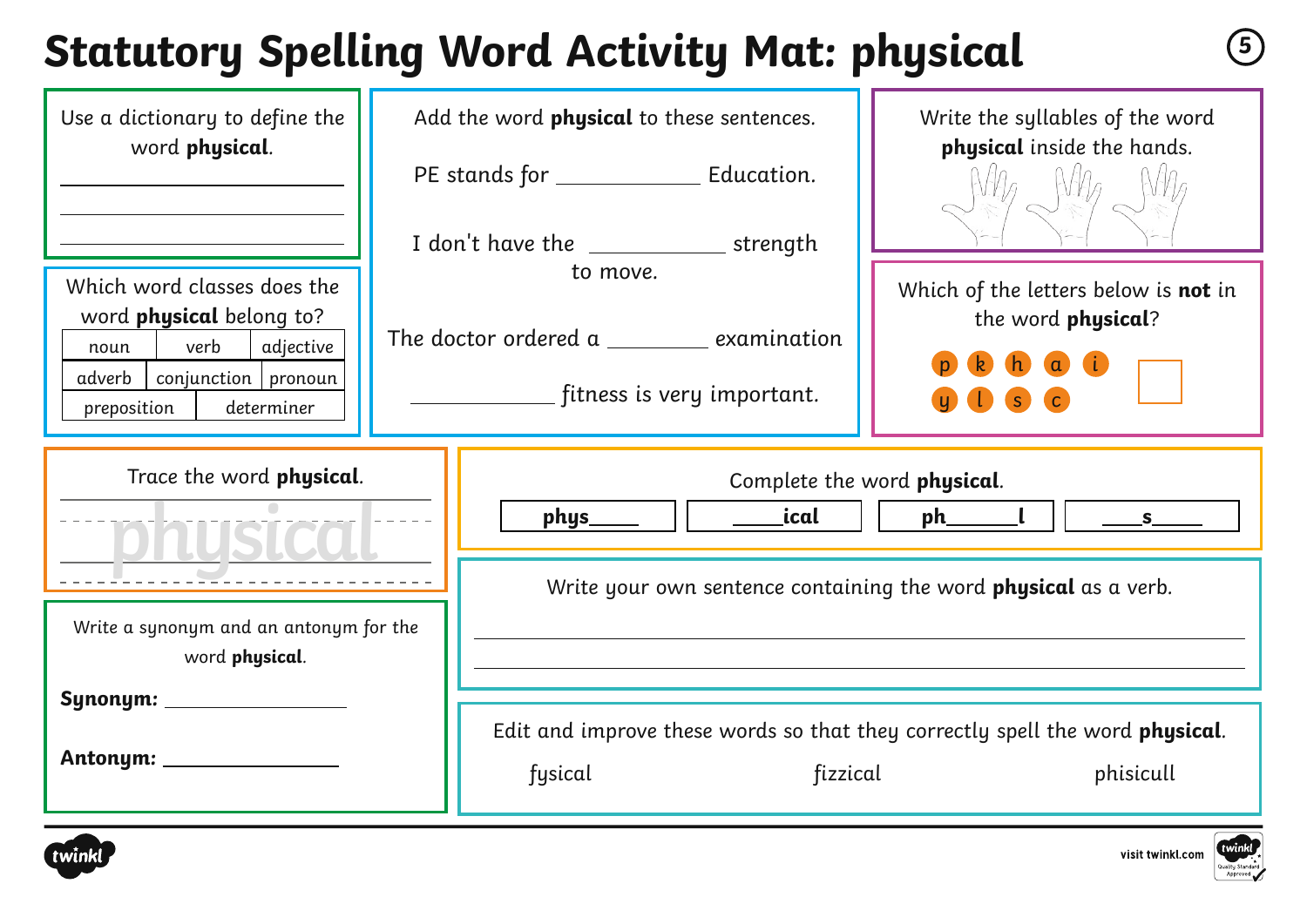# Statutory Spelling Word Activity Mat: physical

Use a dictionary to define the word **physical**.

Which word classes does the word **physical** belong to?

| | | |
|---|---|---|
| noun | verb | adjective |
| adverb | conjunction | pronoun |
| preposition | determiner | |

Add the word **physical** to these sentences.

PE stands for ___________ Education.

I don't have the ___________ strength to move.

The doctor ordered a ________ examination

___________ fitness is very important.

Write the syllables of the word **physical** inside the hands.

Which of the letters below is **not** in the word **physical**?

p k h a i y l s c

Trace the word **physical**.

physical

Complete the word **physical**.

| | | | |
|---|---|---|---|
| phys____ | ____ical | ph______l | ____s_____ |

Write your own sentence containing the word **physical** as a verb.

Write a synonym and an antonym for the word **physical**.

**Synonym:** ________________

**Antonym:** ________________

Edit and improve these words so that they correctly spell the word **physical**.

fysical fizzical phisicull